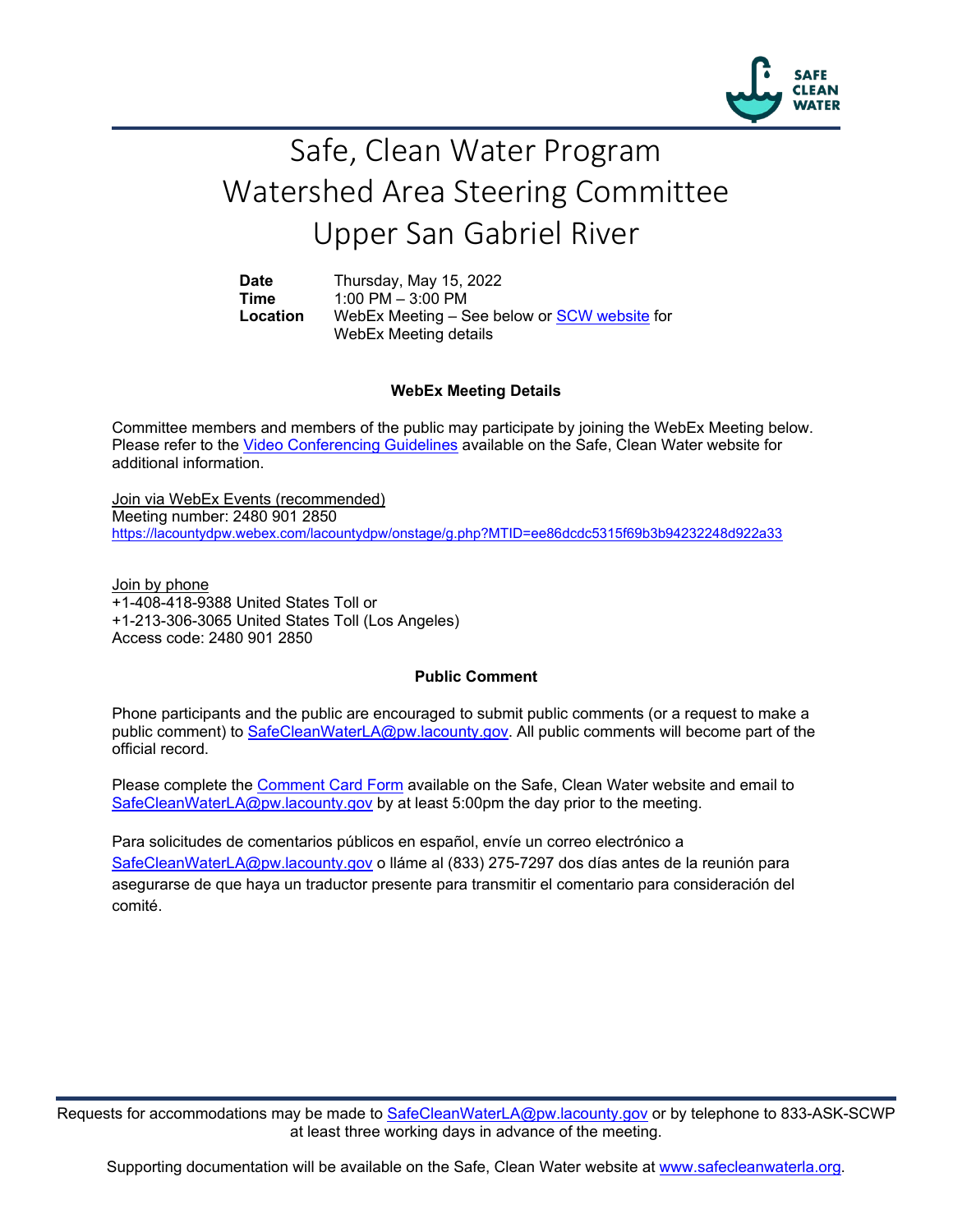SAFE CLEAN WATER

# Safe, Clean Water Program
# Watershed Area Steering Committee
# Upper San Gabriel River

**Date** Thursday, May 15, 2022
**Time** 1:00 PM – 3:00 PM
**Location** WebEx Meeting – See below or SCW website for WebEx Meeting details

### WebEx Meeting Details

Committee members and members of the public may participate by joining the WebEx Meeting below. Please refer to the Video Conferencing Guidelines available on the Safe, Clean Water website for additional information.

Join via WebEx Events (recommended)
Meeting number: 2480 901 2850
https://lacountydpw.webex.com/lacountydpw/onstage/g.php?MTID=ee86dcdc5315f69b3b94232248d922a33

Join by phone
+1-408-418-9388 United States Toll or
+1-213-306-3065 United States Toll (Los Angeles)
Access code: 2480 901 2850

### Public Comment

Phone participants and the public are encouraged to submit public comments (or a request to make a public comment) to SafeCleanWaterLA@pw.lacounty.gov. All public comments will become part of the official record.

Please complete the Comment Card Form available on the Safe, Clean Water website and email to SafeCleanWaterLA@pw.lacounty.gov by at least 5:00pm the day prior to the meeting.

Para solicitudes de comentarios públicos en español, envíe un correo electrónico a SafeCleanWaterLA@pw.lacounty.gov o lláme al (833) 275-7297 dos días antes de la reunión para asegurarse de que haya un traductor presente para transmitir el comentario para consideración del comité.

Requests for accommodations may be made to SafeCleanWaterLA@pw.lacounty.gov or by telephone to 833-ASK-SCWP at least three working days in advance of the meeting.

Supporting documentation will be available on the Safe, Clean Water website at www.safecleanwaterla.org.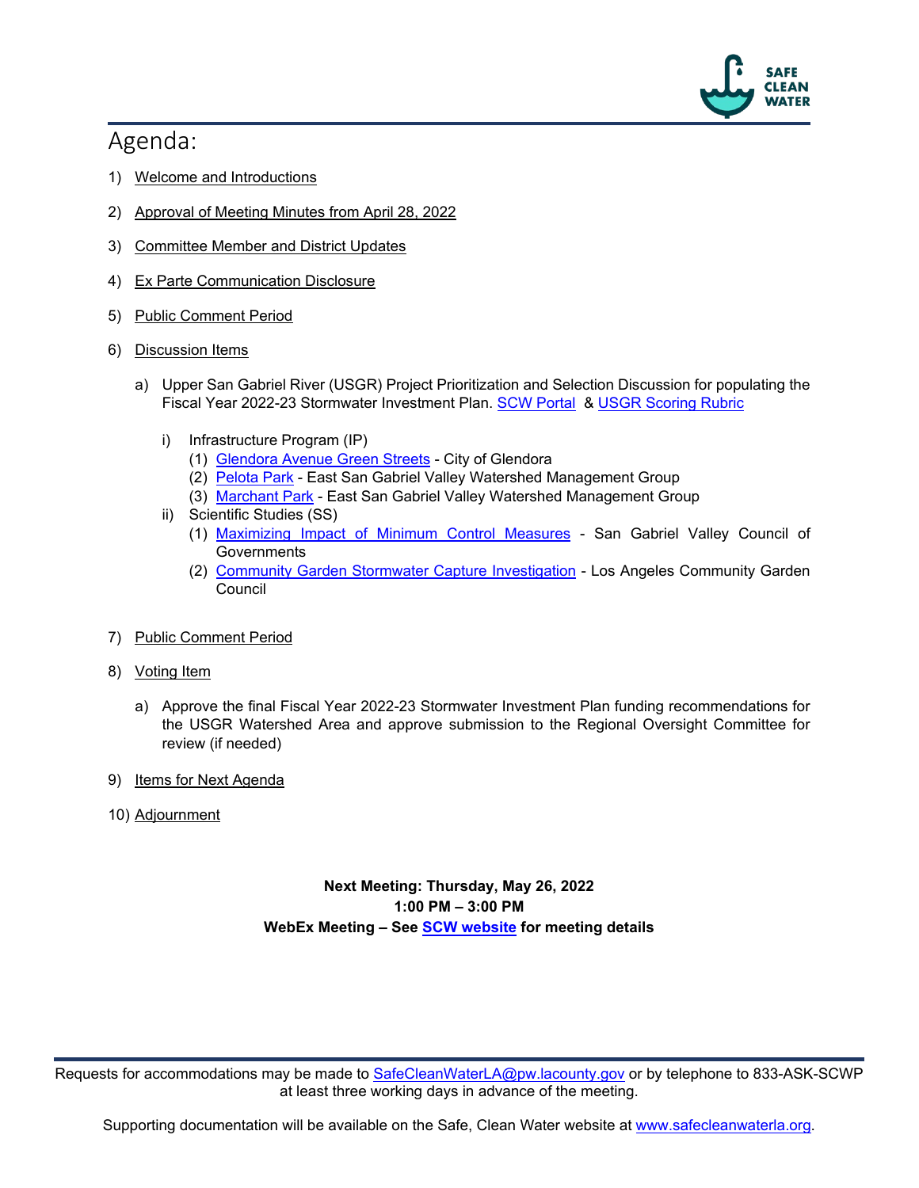# Agenda:

1) Welcome and Introductions

2) Approval of Meeting Minutes from April 28, 2022

3) Committee Member and District Updates

4) Ex Parte Communication Disclosure

5) Public Comment Period

6) Discussion Items

   a) Upper San Gabriel River (USGR) Project Prioritization and Selection Discussion for populating the Fiscal Year 2022-23 Stormwater Investment Plan. SCW Portal & USGR Scoring Rubric

      i) Infrastructure Program (IP)
         (1) Glendora Avenue Green Streets - City of Glendora
         (2) Pelota Park - East San Gabriel Valley Watershed Management Group
         (3) Marchant Park - East San Gabriel Valley Watershed Management Group

      ii) Scientific Studies (SS)
         (1) Maximizing Impact of Minimum Control Measures - San Gabriel Valley Council of Governments
         (2) Community Garden Stormwater Capture Investigation - Los Angeles Community Garden Council

7) Public Comment Period

8) Voting Item

   a) Approve the final Fiscal Year 2022-23 Stormwater Investment Plan funding recommendations for the USGR Watershed Area and approve submission to the Regional Oversight Committee for review (if needed)

9) Items for Next Agenda

10) Adjournment

**Next Meeting: Thursday, May 26, 2022**
**1:00 PM – 3:00 PM**
**WebEx Meeting – See SCW website for meeting details**

Requests for accommodations may be made to SafeCleanWaterLA@pw.lacounty.gov or by telephone to 833-ASK-SCWP at least three working days in advance of the meeting.

Supporting documentation will be available on the Safe, Clean Water website at www.safecleanwaterla.org.